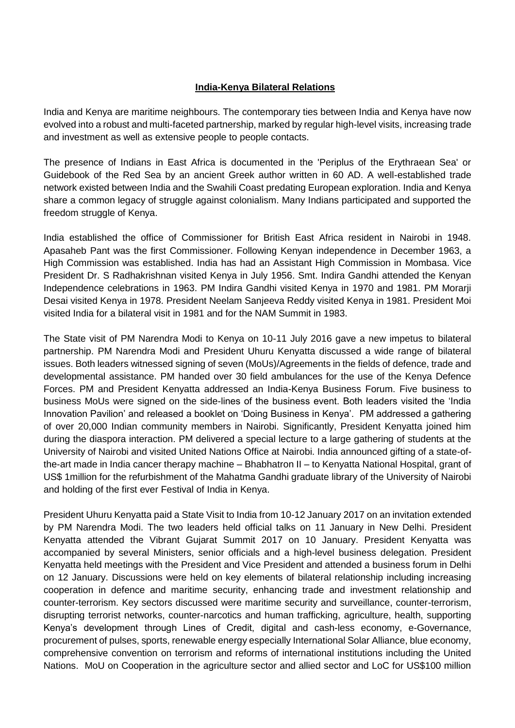# India-Kenya Bilateral Relations

India and Kenya are maritime neighbours. The contemporary ties between India and Kenya have now evolved into a robust and multi-faceted partnership, marked by regular high-level visits, increasing trade and investment as well as extensive people to people contacts.

The presence of Indians in East Africa is documented in the 'Periplus of the Erythraean Sea' or Guidebook of the Red Sea by an ancient Greek author written in 60 AD. A well-established trade network existed between India and the Swahili Coast predating European exploration. India and Kenya share a common legacy of struggle against colonialism. Many Indians participated and supported the freedom struggle of Kenya.

India established the office of Commissioner for British East Africa resident in Nairobi in 1948. Apasaheb Pant was the first Commissioner. Following Kenyan independence in December 1963, a High Commission was established. India has had an Assistant High Commission in Mombasa. Vice President Dr. S Radhakrishnan visited Kenya in July 1956. Smt. Indira Gandhi attended the Kenyan Independence celebrations in 1963. PM Indira Gandhi visited Kenya in 1970 and 1981. PM Morarji Desai visited Kenya in 1978. President Neelam Sanjeeva Reddy visited Kenya in 1981. President Moi visited India for a bilateral visit in 1981 and for the NAM Summit in 1983.

The State visit of PM Narendra Modi to Kenya on 10-11 July 2016 gave a new impetus to bilateral partnership. PM Narendra Modi and President Uhuru Kenyatta discussed a wide range of bilateral issues. Both leaders witnessed signing of seven (MoUs)/Agreements in the fields of defence, trade and developmental assistance. PM handed over 30 field ambulances for the use of the Kenya Defence Forces. PM and President Kenyatta addressed an India-Kenya Business Forum. Five business to business MoUs were signed on the side-lines of the business event. Both leaders visited the 'India Innovation Pavilion' and released a booklet on 'Doing Business in Kenya'. PM addressed a gathering of over 20,000 Indian community members in Nairobi. Significantly, President Kenyatta joined him during the diaspora interaction. PM delivered a special lecture to a large gathering of students at the University of Nairobi and visited United Nations Office at Nairobi. India announced gifting of a state-of-the-art made in India cancer therapy machine – Bhabhatron II – to Kenyatta National Hospital, grant of US$ 1million for the refurbishment of the Mahatma Gandhi graduate library of the University of Nairobi and holding of the first ever Festival of India in Kenya.

President Uhuru Kenyatta paid a State Visit to India from 10-12 January 2017 on an invitation extended by PM Narendra Modi. The two leaders held official talks on 11 January in New Delhi. President Kenyatta attended the Vibrant Gujarat Summit 2017 on 10 January. President Kenyatta was accompanied by several Ministers, senior officials and a high-level business delegation. President Kenyatta held meetings with the President and Vice President and attended a business forum in Delhi on 12 January. Discussions were held on key elements of bilateral relationship including increasing cooperation in defence and maritime security, enhancing trade and investment relationship and counter-terrorism. Key sectors discussed were maritime security and surveillance, counter-terrorism, disrupting terrorist networks, counter-narcotics and human trafficking, agriculture, health, supporting Kenya's development through Lines of Credit, digital and cash-less economy, e-Governance, procurement of pulses, sports, renewable energy especially International Solar Alliance, blue economy, comprehensive convention on terrorism and reforms of international institutions including the United Nations. MoU on Cooperation in the agriculture sector and allied sector and LoC for US$100 million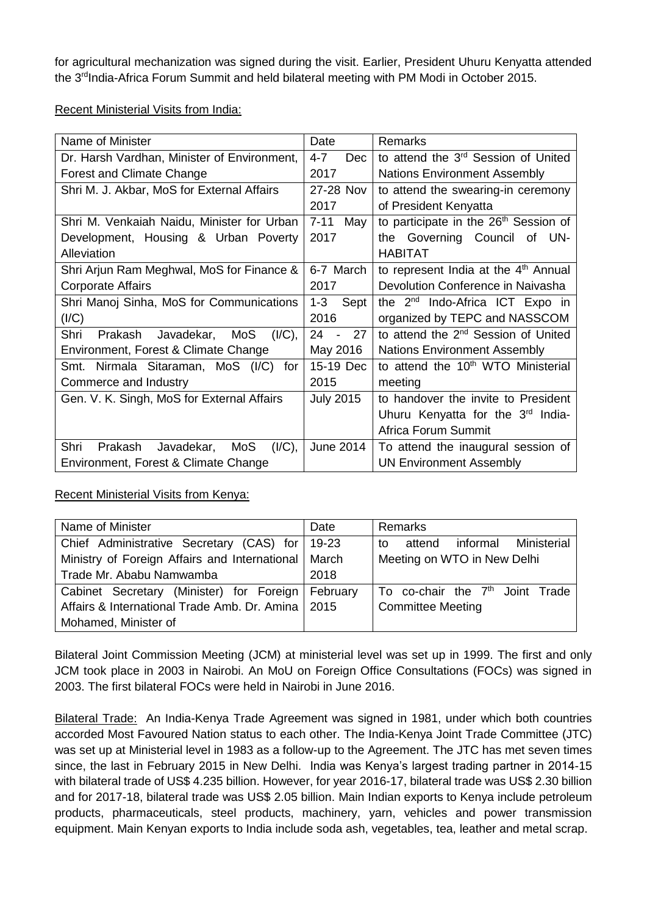for agricultural mechanization was signed during the visit. Earlier, President Uhuru Kenyatta attended the 3rd India-Africa Forum Summit and held bilateral meeting with PM Modi in October 2015.

Recent Ministerial Visits from India:

| Name of Minister | Date | Remarks |
|---|---|---|
| Dr. Harsh Vardhan, Minister of Environment, Forest and Climate Change | 4-7 Dec 2017 | to attend the 3rd Session of United Nations Environment Assembly |
| Shri M. J. Akbar, MoS for External Affairs | 27-28 Nov 2017 | to attend the swearing-in ceremony of President Kenyatta |
| Shri M. Venkaiah Naidu, Minister for Urban Development, Housing & Urban Poverty Alleviation | 7-11 May 2017 | to participate in the 26th Session of the Governing Council of UN-HABITAT |
| Shri Arjun Ram Meghwal, MoS for Finance & Corporate Affairs | 6-7 March 2017 | to represent India at the 4th Annual Devolution Conference in Naivasha |
| Shri Manoj Sinha, MoS for Communications (I/C) | 1-3 Sept 2016 | the 2nd Indo-Africa ICT Expo in organized by TEPC and NASSCOM |
| Shri Prakash Javadekar, MoS (I/C), Environment, Forest & Climate Change | 24 - 27 May 2016 | to attend the 2nd Session of United Nations Environment Assembly |
| Smt. Nirmala Sitaraman, MoS (I/C) for Commerce and Industry | 15-19 Dec 2015 | to attend the 10th WTO Ministerial meeting |
| Gen. V. K. Singh, MoS for External Affairs | July 2015 | to handover the invite to President Uhuru Kenyatta for the 3rd India-Africa Forum Summit |
| Shri Prakash Javadekar, MoS (I/C), Environment, Forest & Climate Change | June 2014 | To attend the inaugural session of UN Environment Assembly |

Recent Ministerial Visits from Kenya:

| Name of Minister | Date | Remarks |
|---|---|---|
| Chief Administrative Secretary (CAS) for Ministry of Foreign Affairs and International Trade Mr. Ababu Namwamba | 19-23 March 2018 | to attend informal Ministerial Meeting on WTO in New Delhi |
| Cabinet Secretary (Minister) for Foreign Affairs & International Trade Amb. Dr. Amina Mohamed, Minister of | February 2015 | To co-chair the 7th Joint Trade Committee Meeting |

Bilateral Joint Commission Meeting (JCM) at ministerial level was set up in 1999. The first and only JCM took place in 2003 in Nairobi. An MoU on Foreign Office Consultations (FOCs) was signed in 2003. The first bilateral FOCs were held in Nairobi in June 2016.

Bilateral Trade: An India-Kenya Trade Agreement was signed in 1981, under which both countries accorded Most Favoured Nation status to each other. The India-Kenya Joint Trade Committee (JTC) was set up at Ministerial level in 1983 as a follow-up to the Agreement. The JTC has met seven times since, the last in February 2015 in New Delhi. India was Kenya's largest trading partner in 2014-15 with bilateral trade of US$ 4.235 billion. However, for year 2016-17, bilateral trade was US$ 2.30 billion and for 2017-18, bilateral trade was US$ 2.05 billion. Main Indian exports to Kenya include petroleum products, pharmaceuticals, steel products, machinery, yarn, vehicles and power transmission equipment. Main Kenyan exports to India include soda ash, vegetables, tea, leather and metal scrap.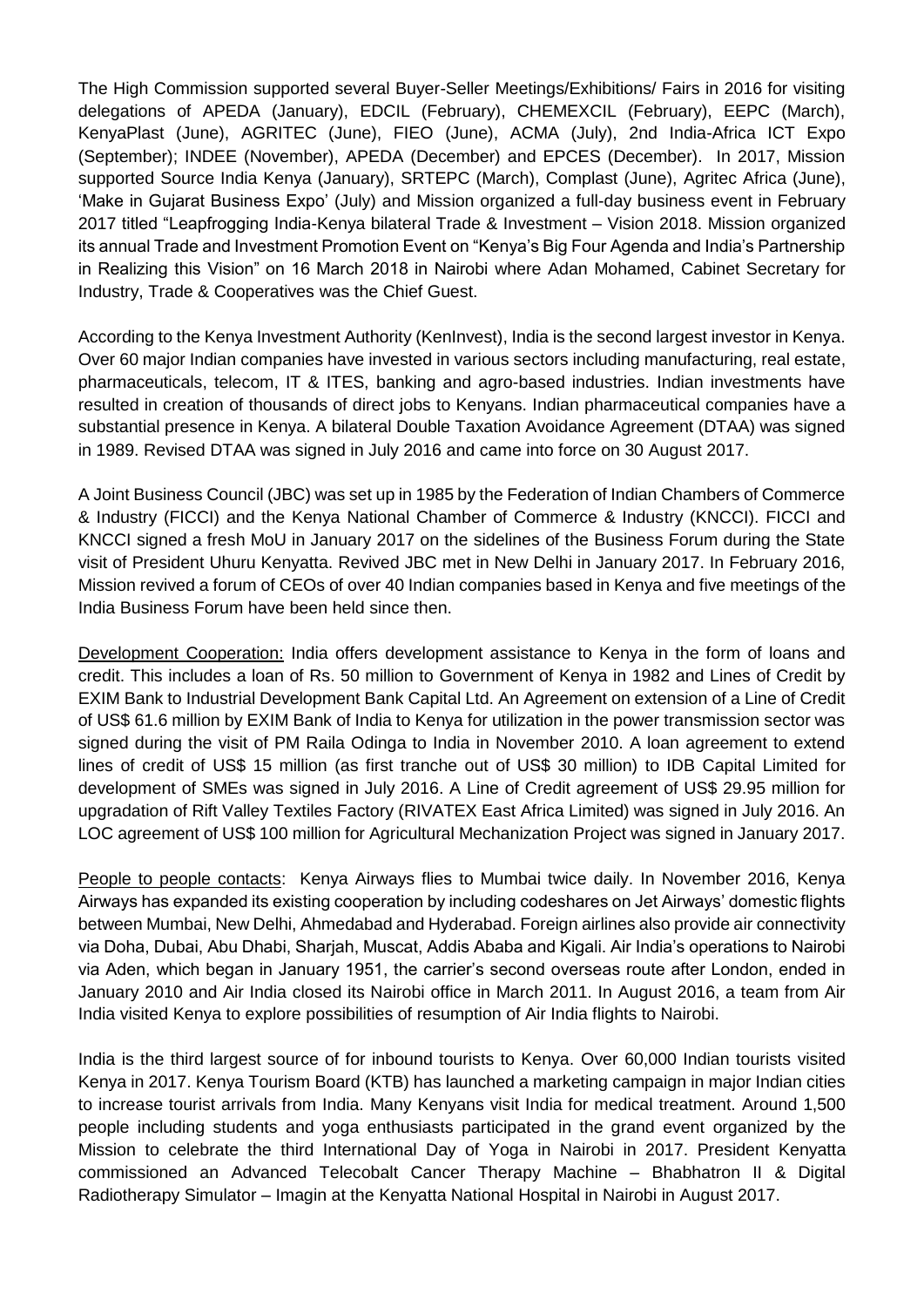The High Commission supported several Buyer-Seller Meetings/Exhibitions/ Fairs in 2016 for visiting delegations of APEDA (January), EDCIL (February), CHEMEXCIL (February), EEPC (March), KenyaPlast (June), AGRITEC (June), FIEO (June), ACMA (July), 2nd India-Africa ICT Expo (September); INDEE (November), APEDA (December) and EPCES (December). In 2017, Mission supported Source India Kenya (January), SRTEPC (March), Complast (June), Agritec Africa (June), 'Make in Gujarat Business Expo' (July) and Mission organized a full-day business event in February 2017 titled "Leapfrogging India-Kenya bilateral Trade & Investment – Vision 2018. Mission organized its annual Trade and Investment Promotion Event on "Kenya's Big Four Agenda and India's Partnership in Realizing this Vision" on 16 March 2018 in Nairobi where Adan Mohamed, Cabinet Secretary for Industry, Trade & Cooperatives was the Chief Guest.

According to the Kenya Investment Authority (KenInvest), India is the second largest investor in Kenya. Over 60 major Indian companies have invested in various sectors including manufacturing, real estate, pharmaceuticals, telecom, IT & ITES, banking and agro-based industries. Indian investments have resulted in creation of thousands of direct jobs to Kenyans. Indian pharmaceutical companies have a substantial presence in Kenya. A bilateral Double Taxation Avoidance Agreement (DTAA) was signed in 1989. Revised DTAA was signed in July 2016 and came into force on 30 August 2017.

A Joint Business Council (JBC) was set up in 1985 by the Federation of Indian Chambers of Commerce & Industry (FICCI) and the Kenya National Chamber of Commerce & Industry (KNCCI). FICCI and KNCCI signed a fresh MoU in January 2017 on the sidelines of the Business Forum during the State visit of President Uhuru Kenyatta. Revived JBC met in New Delhi in January 2017. In February 2016, Mission revived a forum of CEOs of over 40 Indian companies based in Kenya and five meetings of the India Business Forum have been held since then.

Development Cooperation: India offers development assistance to Kenya in the form of loans and credit. This includes a loan of Rs. 50 million to Government of Kenya in 1982 and Lines of Credit by EXIM Bank to Industrial Development Bank Capital Ltd. An Agreement on extension of a Line of Credit of US$ 61.6 million by EXIM Bank of India to Kenya for utilization in the power transmission sector was signed during the visit of PM Raila Odinga to India in November 2010. A loan agreement to extend lines of credit of US$ 15 million (as first tranche out of US$ 30 million) to IDB Capital Limited for development of SMEs was signed in July 2016. A Line of Credit agreement of US$ 29.95 million for upgradation of Rift Valley Textiles Factory (RIVATEX East Africa Limited) was signed in July 2016. An LOC agreement of US$ 100 million for Agricultural Mechanization Project was signed in January 2017.

People to people contacts: Kenya Airways flies to Mumbai twice daily. In November 2016, Kenya Airways has expanded its existing cooperation by including codeshares on Jet Airways' domestic flights between Mumbai, New Delhi, Ahmedabad and Hyderabad. Foreign airlines also provide air connectivity via Doha, Dubai, Abu Dhabi, Sharjah, Muscat, Addis Ababa and Kigali. Air India's operations to Nairobi via Aden, which began in January 1951, the carrier's second overseas route after London, ended in January 2010 and Air India closed its Nairobi office in March 2011. In August 2016, a team from Air India visited Kenya to explore possibilities of resumption of Air India flights to Nairobi.

India is the third largest source of for inbound tourists to Kenya. Over 60,000 Indian tourists visited Kenya in 2017. Kenya Tourism Board (KTB) has launched a marketing campaign in major Indian cities to increase tourist arrivals from India. Many Kenyans visit India for medical treatment. Around 1,500 people including students and yoga enthusiasts participated in the grand event organized by the Mission to celebrate the third International Day of Yoga in Nairobi in 2017. President Kenyatta commissioned an Advanced Telecobalt Cancer Therapy Machine – Bhabhatron II & Digital Radiotherapy Simulator – Imagin at the Kenyatta National Hospital in Nairobi in August 2017.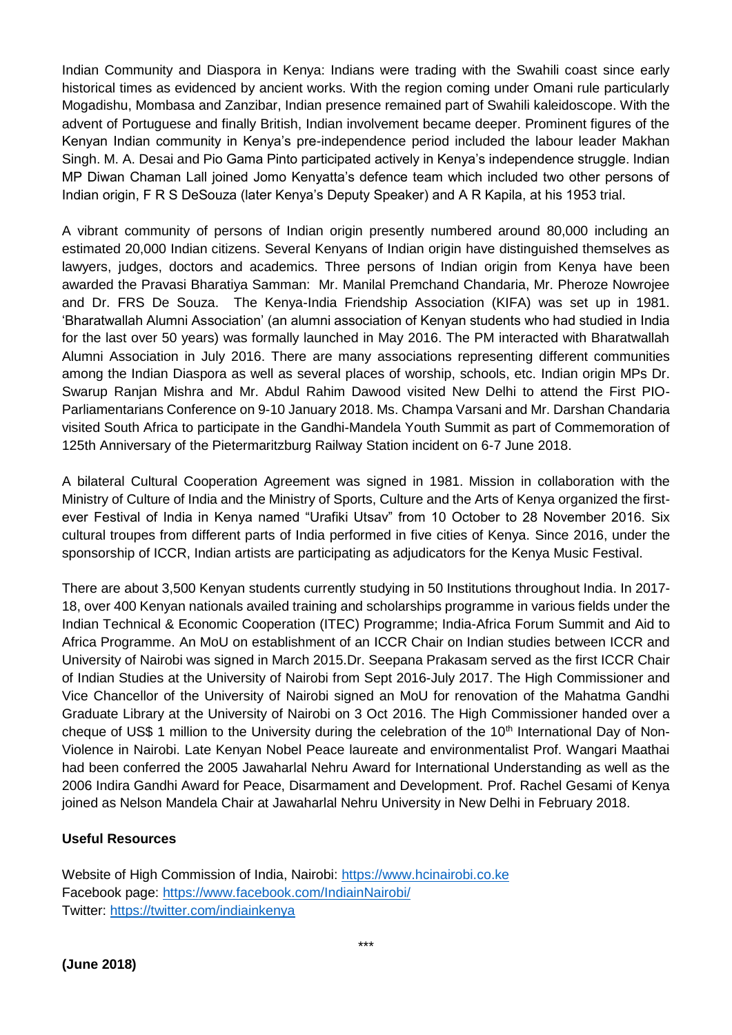Indian Community and Diaspora in Kenya: Indians were trading with the Swahili coast since early historical times as evidenced by ancient works. With the region coming under Omani rule particularly Mogadishu, Mombasa and Zanzibar, Indian presence remained part of Swahili kaleidoscope. With the advent of Portuguese and finally British, Indian involvement became deeper. Prominent figures of the Kenyan Indian community in Kenya's pre-independence period included the labour leader Makhan Singh. M. A. Desai and Pio Gama Pinto participated actively in Kenya's independence struggle. Indian MP Diwan Chaman Lall joined Jomo Kenyatta's defence team which included two other persons of Indian origin, F R S DeSouza (later Kenya's Deputy Speaker) and A R Kapila, at his 1953 trial.

A vibrant community of persons of Indian origin presently numbered around 80,000 including an estimated 20,000 Indian citizens. Several Kenyans of Indian origin have distinguished themselves as lawyers, judges, doctors and academics. Three persons of Indian origin from Kenya have been awarded the Pravasi Bharatiya Samman: Mr. Manilal Premchand Chandaria, Mr. Pheroze Nowrojee and Dr. FRS De Souza. The Kenya-India Friendship Association (KIFA) was set up in 1981. 'Bharatwallah Alumni Association' (an alumni association of Kenyan students who had studied in India for the last over 50 years) was formally launched in May 2016. The PM interacted with Bharatwallah Alumni Association in July 2016. There are many associations representing different communities among the Indian Diaspora as well as several places of worship, schools, etc. Indian origin MPs Dr. Swarup Ranjan Mishra and Mr. Abdul Rahim Dawood visited New Delhi to attend the First PIO-Parliamentarians Conference on 9-10 January 2018. Ms. Champa Varsani and Mr. Darshan Chandaria visited South Africa to participate in the Gandhi-Mandela Youth Summit as part of Commemoration of 125th Anniversary of the Pietermaritzburg Railway Station incident on 6-7 June 2018.

A bilateral Cultural Cooperation Agreement was signed in 1981. Mission in collaboration with the Ministry of Culture of India and the Ministry of Sports, Culture and the Arts of Kenya organized the first-ever Festival of India in Kenya named "Urafiki Utsav" from 10 October to 28 November 2016. Six cultural troupes from different parts of India performed in five cities of Kenya. Since 2016, under the sponsorship of ICCR, Indian artists are participating as adjudicators for the Kenya Music Festival.

There are about 3,500 Kenyan students currently studying in 50 Institutions throughout India. In 2017-18, over 400 Kenyan nationals availed training and scholarships programme in various fields under the Indian Technical & Economic Cooperation (ITEC) Programme; India-Africa Forum Summit and Aid to Africa Programme. An MoU on establishment of an ICCR Chair on Indian studies between ICCR and University of Nairobi was signed in March 2015.Dr. Seepana Prakasam served as the first ICCR Chair of Indian Studies at the University of Nairobi from Sept 2016-July 2017. The High Commissioner and Vice Chancellor of the University of Nairobi signed an MoU for renovation of the Mahatma Gandhi Graduate Library at the University of Nairobi on 3 Oct 2016. The High Commissioner handed over a cheque of US$ 1 million to the University during the celebration of the 10th International Day of Non-Violence in Nairobi. Late Kenyan Nobel Peace laureate and environmentalist Prof. Wangari Maathai had been conferred the 2005 Jawaharlal Nehru Award for International Understanding as well as the 2006 Indira Gandhi Award for Peace, Disarmament and Development. Prof. Rachel Gesami of Kenya joined as Nelson Mandela Chair at Jawaharlal Nehru University in New Delhi in February 2018.

**Useful Resources**

Website of High Commission of India, Nairobi: https://www.hcinairobi.co.ke
Facebook page: https://www.facebook.com/IndiainNairobi/
Twitter: https://twitter.com/indiainkenya

***

**(June 2018)**